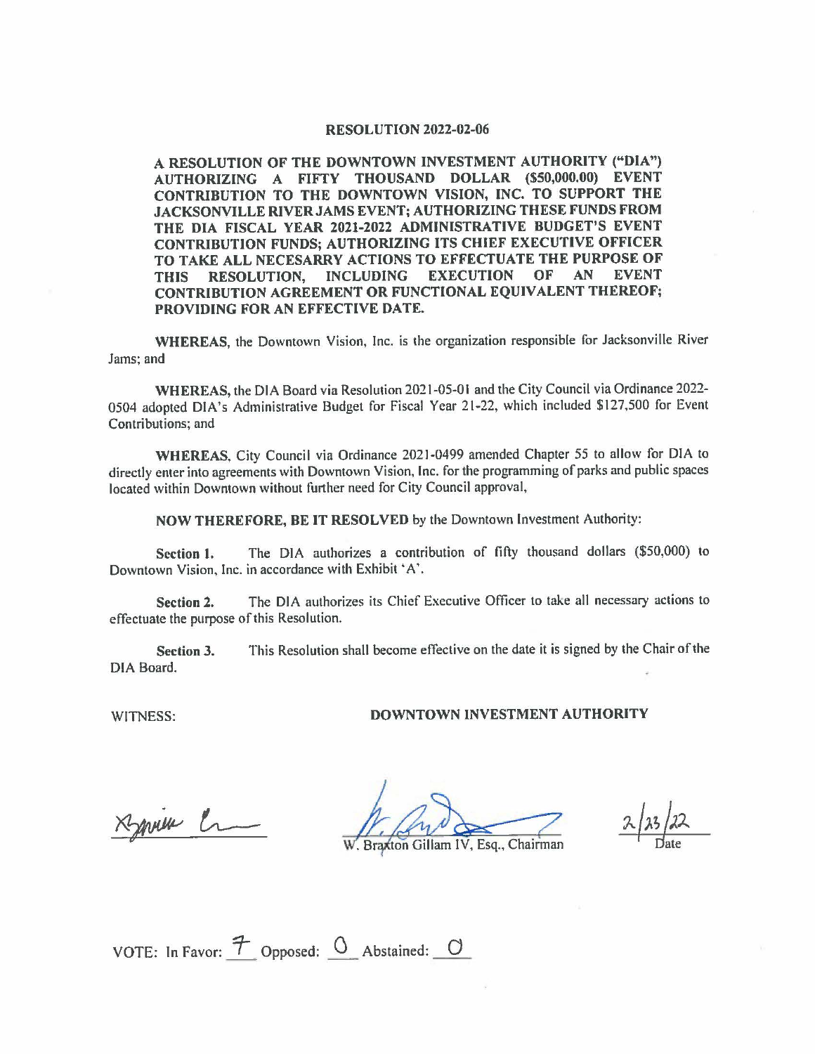# RESOLUTION 2022-02-06

**A RESOLUTION OF THE DOWNTOWN INVESTMENT AUTHORITY ("DIA") AUTHORIZING A FIFTY THOUSAND DOLLAR ($50,000.00) EVENT CONTRIBUTION TO THE DOWNTOWN VISION, INC. TO SUPPORT THE JACKSONVILLE RIVER JAMS EVENT; AUTHORIZING THESE FUNDS FROM THE DIA FISCAL YEAR 2021-2022 ADMINISTRATIVE BUDGET'S EVENT CONTRIBUTION FUNDS; AUTHORIZING ITS CHIEF EXECUTIVE OFFICER TO TAKE ALL NECESARRY ACTIONS TO EFFECTUATE THE PURPOSE OF THIS RESOLUTION, INCLUDING EXECUTION OF AN EVENT CONTRIBUTION AGREEMENT OR FUNCTIONAL EQUIVALENT THEREOF; PROVIDING FOR AN EFFECTIVE DATE.**

**WHEREAS**, the Downtown Vision, Inc. is the organization responsible for Jacksonville River Jams; and

**WHEREAS**, the DIA Board via Resolution 2021-05-01 and the City Council via Ordinance 2022-0504 adopted DIA's Administrative Budget for Fiscal Year 21-22, which included $127,500 for Event Contributions; and

**WHEREAS**, City Council via Ordinance 2021-0499 amended Chapter 55 to allow for DIA to directly enter into agreements with Downtown Vision, Inc. for the programming of parks and public spaces located within Downtown without further need for City Council approval,

**NOW THEREFORE, BE IT RESOLVED** by the Downtown Investment Authority:

**Section 1.** The DIA authorizes a contribution of fifty thousand dollars ($50,000) to Downtown Vision, Inc. in accordance with Exhibit 'A'.

**Section 2.** The DIA authorizes its Chief Executive Officer to take all necessary actions to effectuate the purpose of this Resolution.

**Section 3.** This Resolution shall become effective on the date it is signed by the Chair of the DIA Board.

WITNESS: **DOWNTOWN INVESTMENT AUTHORITY**

W. Braxton Gillam IV, Esq., Chairman

2/23/22
Date

VOTE: In Favor: 7 Opposed: 0 Abstained: 0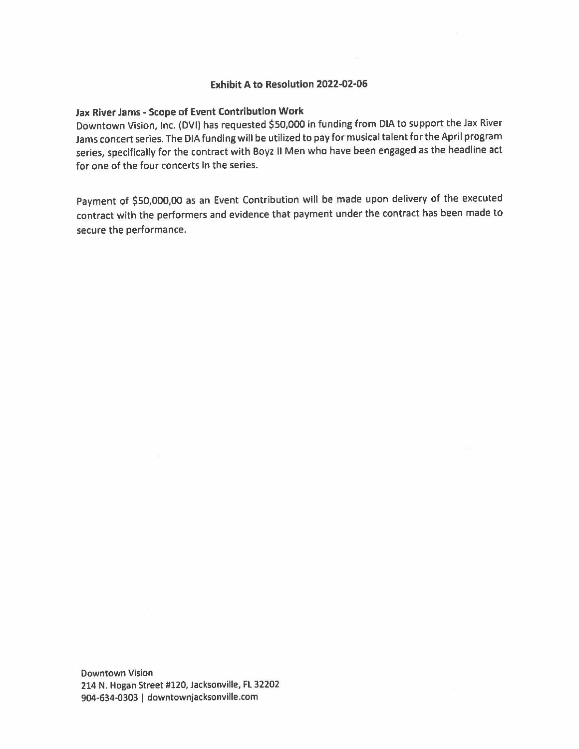## Exhibit A to Resolution 2022-02-06

**Jax River Jams - Scope of Event Contribution Work**

Downtown Vision, Inc. (DVI) has requested $50,000 in funding from DIA to support the Jax River Jams concert series. The DIA funding will be utilized to pay for musical talent for the April program series, specifically for the contract with Boyz II Men who have been engaged as the headline act for one of the four concerts in the series.

Payment of $50,000,00 as an Event Contribution will be made upon delivery of the executed contract with the performers and evidence that payment under the contract has been made to secure the performance.

Downtown Vision
214 N. Hogan Street #120, Jacksonville, FL 32202
904-634-0303 | downtownjacksonville.com